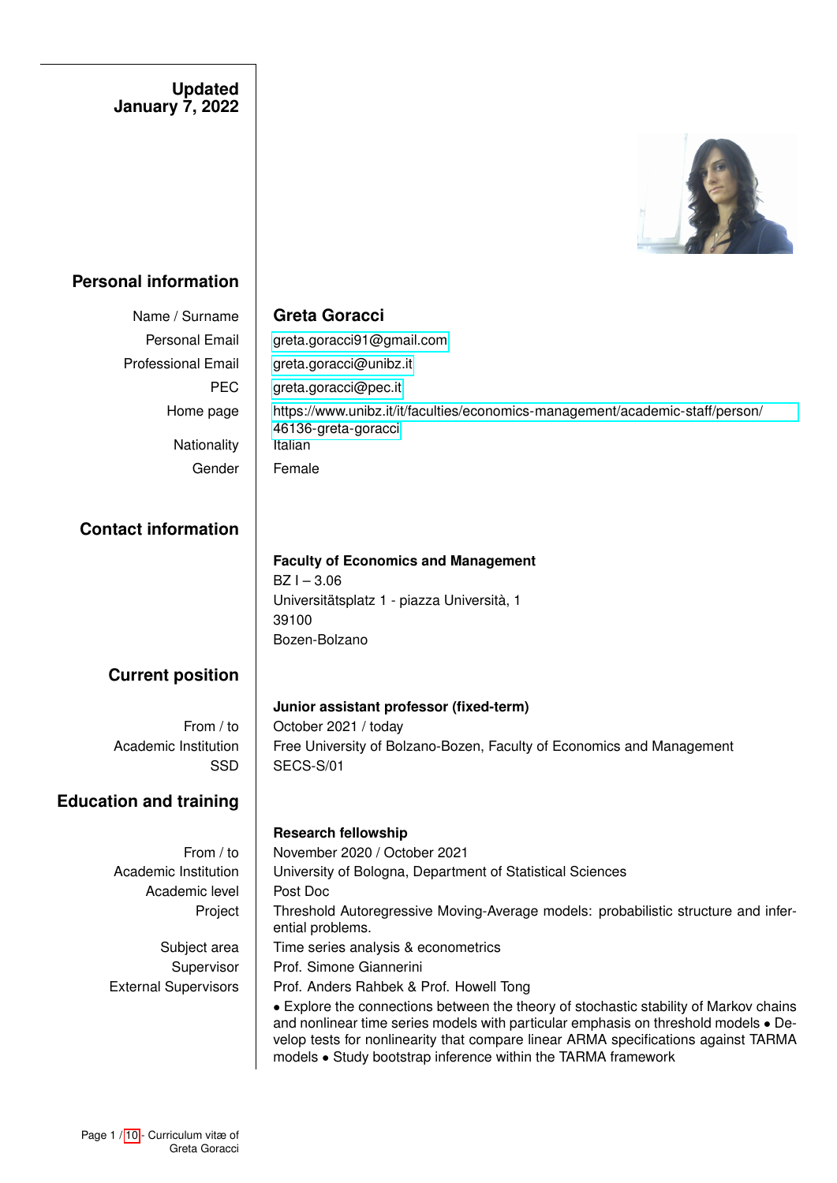**Updated January 7, 2022**

## Personal information

| | |
|---|---|
| Name / Surname | **Greta Goracci** |
| Personal Email | greta.goracci91@gmail.com |
| Professional Email | greta.goracci@unibz.it |
| PEC | greta.goracci@pec.it |
| Home page | https://www.unibz.it/it/faculties/economics-management/academic-staff/person/46136-greta-goracci |
| Nationality | Italian |
| Gender | Female |

## Contact information

**Faculty of Economics and Management**
BZ I – 3.06
Universitätsplatz 1 - piazza Università, 1
39100
Bozen-Bolzano

## Current position

**Junior assistant professor (fixed-term)**

| | |
|---|---|
| From / to | October 2021 / today |
| Academic Institution | Free University of Bolzano-Bozen, Faculty of Economics and Management |
| SSD | SECS-S/01 |

## Education and training

**Research fellowship**

| | |
|---|---|
| From / to | November 2020 / October 2021 |
| Academic Institution | University of Bologna, Department of Statistical Sciences |
| Academic level | Post Doc |
| Project | Threshold Autoregressive Moving-Average models: probabilistic structure and inferential problems. |
| Subject area | Time series analysis & econometrics |
| Supervisor | Prof. Simone Giannerini |
| External Supervisors | Prof. Anders Rahbek & Prof. Howell Tong |

• Explore the connections between the theory of stochastic stability of Markov chains and nonlinear time series models with particular emphasis on threshold models • Develop tests for nonlinearity that compare linear ARMA specifications against TARMA models • Study bootstrap inference within the TARMA framework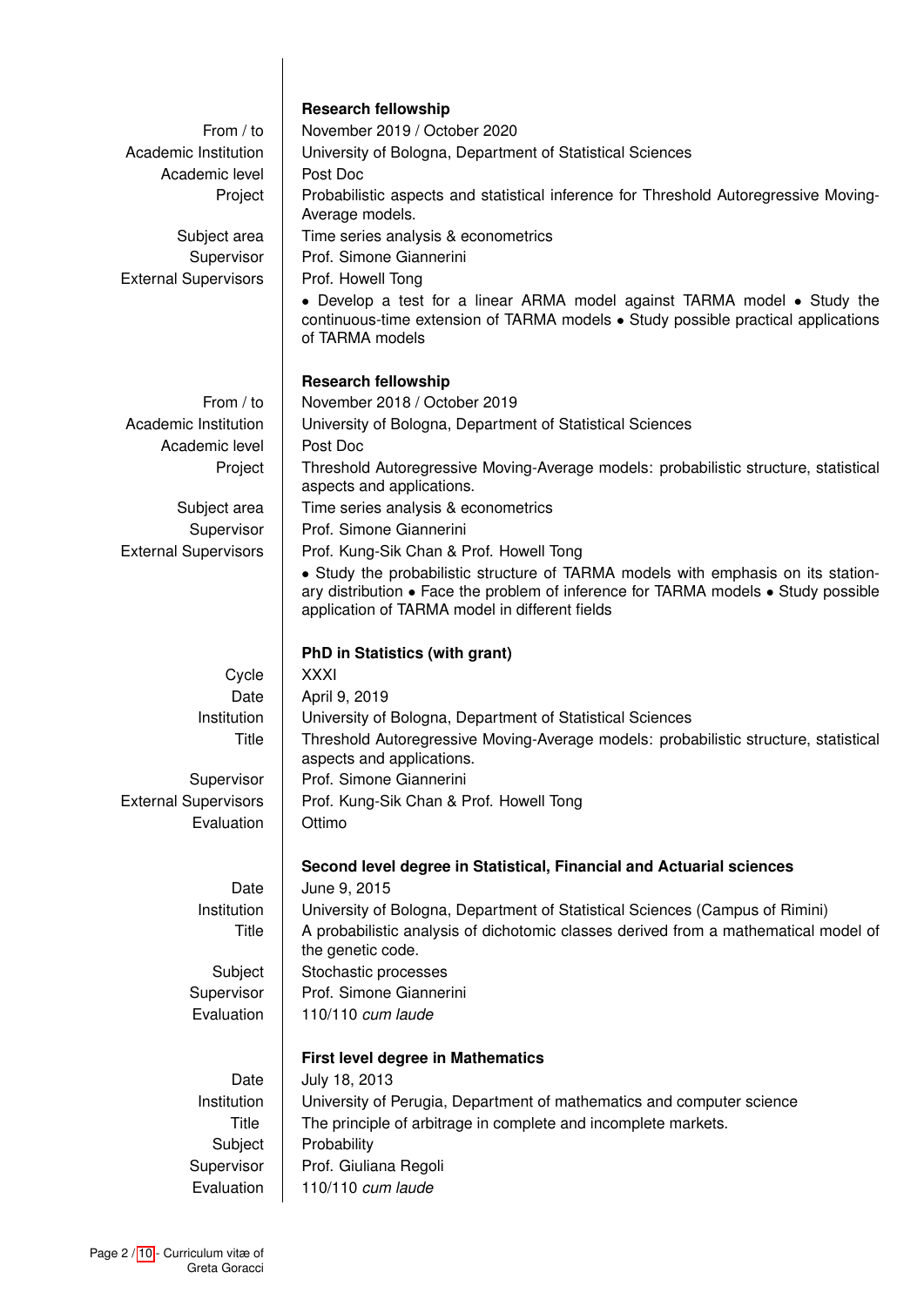### Research fellowship

| | |
|---|---|
| From / to | November 2019 / October 2020 |
| Academic Institution | University of Bologna, Department of Statistical Sciences |
| Academic level | Post Doc |
| Project | Probabilistic aspects and statistical inference for Threshold Autoregressive Moving-Average models. |
| Subject area | Time series analysis & econometrics |
| Supervisor | Prof. Simone Giannerini |
| External Supervisors | Prof. Howell Tong |

• Develop a test for a linear ARMA model against TARMA model • Study the continuous-time extension of TARMA models • Study possible practical applications of TARMA models

### Research fellowship

| | |
|---|---|
| From / to | November 2018 / October 2019 |
| Academic Institution | University of Bologna, Department of Statistical Sciences |
| Academic level | Post Doc |
| Project | Threshold Autoregressive Moving-Average models: probabilistic structure, statistical aspects and applications. |
| Subject area | Time series analysis & econometrics |
| Supervisor | Prof. Simone Giannerini |
| External Supervisors | Prof. Kung-Sik Chan & Prof. Howell Tong |

• Study the probabilistic structure of TARMA models with emphasis on its stationary distribution • Face the problem of inference for TARMA models • Study possible application of TARMA model in different fields

### PhD in Statistics (with grant)

| | |
|---|---|
| Cycle | XXXI |
| Date | April 9, 2019 |
| Institution | University of Bologna, Department of Statistical Sciences |
| Title | Threshold Autoregressive Moving-Average models: probabilistic structure, statistical aspects and applications. |
| Supervisor | Prof. Simone Giannerini |
| External Supervisors | Prof. Kung-Sik Chan & Prof. Howell Tong |
| Evaluation | Ottimo |

### Second level degree in Statistical, Financial and Actuarial sciences

| | |
|---|---|
| Date | June 9, 2015 |
| Institution | University of Bologna, Department of Statistical Sciences (Campus of Rimini) |
| Title | A probabilistic analysis of dichotomic classes derived from a mathematical model of the genetic code. |
| Subject | Stochastic processes |
| Supervisor | Prof. Simone Giannerini |
| Evaluation | 110/110 *cum laude* |

### First level degree in Mathematics

| | |
|---|---|
| Date | July 18, 2013 |
| Institution | University of Perugia, Department of mathematics and computer science |
| Title | The principle of arbitrage in complete and incomplete markets. |
| Subject | Probability |
| Supervisor | Prof. Giuliana Regoli |
| Evaluation | 110/110 *cum laude* |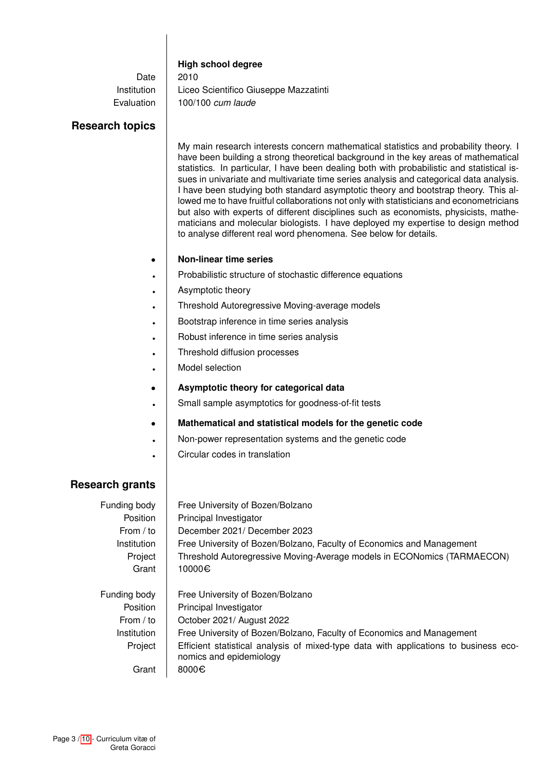**High school degree**

Date: 2010
Institution: Liceo Scientifico Giuseppe Mazzatinti
Evaluation: 100/100 *cum laude*

## Research topics

My main research interests concern mathematical statistics and probability theory. I have been building a strong theoretical background in the key areas of mathematical statistics. In particular, I have been dealing both with probabilistic and statistical issues in univariate and multivariate time series analysis and categorical data analysis. I have been studying both standard asymptotic theory and bootstrap theory. This allowed me to have fruitful collaborations not only with statisticians and econometricians but also with experts of different disciplines such as economists, physicists, mathematicians and molecular biologists. I have deployed my expertise to design method to analyse different real word phenomena. See below for details.

- **Non-linear time series**
  - Probabilistic structure of stochastic difference equations
  - Asymptotic theory
  - Threshold Autoregressive Moving-average models
  - Bootstrap inference in time series analysis
  - Robust inference in time series analysis
  - Threshold diffusion processes
  - Model selection
- **Asymptotic theory for categorical data**
  - Small sample asymptotics for goodness-of-fit tests
- **Mathematical and statistical models for the genetic code**
  - Non-power representation systems and the genetic code
  - Circular codes in translation

## Research grants

Funding body: Free University of Bozen/Bolzano
Position: Principal Investigator
From / to: December 2021/ December 2023
Institution: Free University of Bozen/Bolzano, Faculty of Economics and Management
Project: Threshold Autoregressive Moving-Average models in ECONomics (TARMAECON)
Grant: 10000€

Funding body: Free University of Bozen/Bolzano
Position: Principal Investigator
From / to: October 2021/ August 2022
Institution: Free University of Bozen/Bolzano, Faculty of Economics and Management
Project: Efficient statistical analysis of mixed-type data with applications to business economics and epidemiology
Grant: 8000€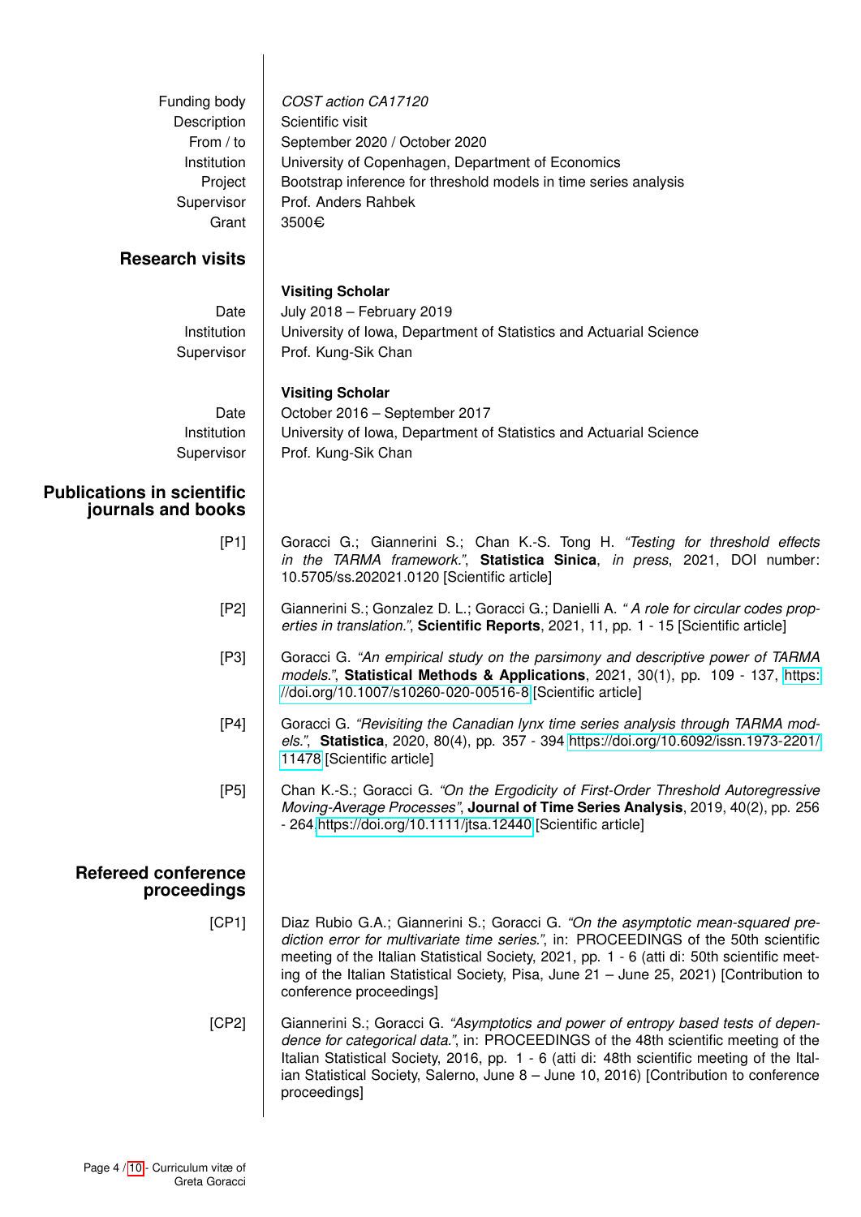| | |
|---|---|
| Funding body | *COST action CA17120* |
| Description | Scientific visit |
| From / to | September 2020 / October 2020 |
| Institution | University of Copenhagen, Department of Economics |
| Project | Bootstrap inference for threshold models in time series analysis |
| Supervisor | Prof. Anders Rahbek |
| Grant | 3500€ |

## Research visits

**Visiting Scholar**

| | |
|---|---|
| Date | July 2018 – February 2019 |
| Institution | University of Iowa, Department of Statistics and Actuarial Science |
| Supervisor | Prof. Kung-Sik Chan |

**Visiting Scholar**

| | |
|---|---|
| Date | October 2016 – September 2017 |
| Institution | University of Iowa, Department of Statistics and Actuarial Science |
| Supervisor | Prof. Kung-Sik Chan |

## Publications in scientific journals and books

[P1] Goracci G.; Giannerini S.; Chan K.-S. Tong H. *"Testing for threshold effects in the TARMA framework."*, **Statistica Sinica**, *in press*, 2021, DOI number: 10.5705/ss.202021.0120 [Scientific article]

[P2] Giannerini S.; Gonzalez D. L.; Goracci G.; Danielli A. *" A role for circular codes properties in translation."*, **Scientific Reports**, 2021, 11, pp. 1 - 15 [Scientific article]

[P3] Goracci G. *"An empirical study on the parsimony and descriptive power of TARMA models."*, **Statistical Methods & Applications**, 2021, 30(1), pp. 109 - 137, https://doi.org/10.1007/s10260-020-00516-8 [Scientific article]

[P4] Goracci G. *"Revisiting the Canadian lynx time series analysis through TARMA models."*, **Statistica**, 2020, 80(4), pp. 357 - 394 https://doi.org/10.6092/issn.1973-2201/11478 [Scientific article]

[P5] Chan K.-S.; Goracci G. *"On the Ergodicity of First-Order Threshold Autoregressive Moving-Average Processes"*, **Journal of Time Series Analysis**, 2019, 40(2), pp. 256 - 264.https://doi.org/10.1111/jtsa.12440 [Scientific article]

## Refereed conference proceedings

[CP1] Diaz Rubio G.A.; Giannerini S.; Goracci G. *"On the asymptotic mean-squared prediction error for multivariate time series."*, in: PROCEEDINGS of the 50th scientific meeting of the Italian Statistical Society, 2021, pp. 1 - 6 (atti di: 50th scientific meeting of the Italian Statistical Society, Pisa, June 21 – June 25, 2021) [Contribution to conference proceedings]

[CP2] Giannerini S.; Goracci G. *"Asymptotics and power of entropy based tests of dependence for categorical data."*, in: PROCEEDINGS of the 48th scientific meeting of the Italian Statistical Society, 2016, pp. 1 - 6 (atti di: 48th scientific meeting of the Italian Statistical Society, Salerno, June 8 – June 10, 2016) [Contribution to conference proceedings]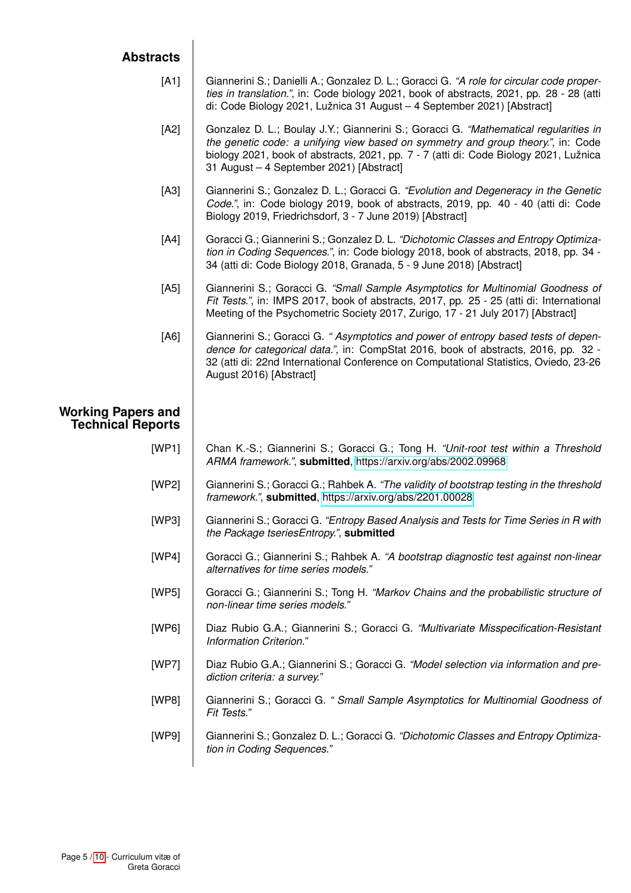## Abstracts

[A1] Giannerini S.; Danielli A.; Gonzalez D. L.; Goracci G. *"A role for circular code properties in translation."*, in: Code biology 2021, book of abstracts, 2021, pp. 28 - 28 (atti di: Code Biology 2021, Lužnica 31 August – 4 September 2021) [Abstract]

[A2] Gonzalez D. L.; Boulay J.Y.; Giannerini S.; Goracci G. *"Mathematical regularities in the genetic code: a unifying view based on symmetry and group theory."*, in: Code biology 2021, book of abstracts, 2021, pp. 7 - 7 (atti di: Code Biology 2021, Lužnica 31 August – 4 September 2021) [Abstract]

[A3] Giannerini S.; Gonzalez D. L.; Goracci G. *"Evolution and Degeneracy in the Genetic Code."*, in: Code biology 2019, book of abstracts, 2019, pp. 40 - 40 (atti di: Code Biology 2019, Friedrichsdorf, 3 - 7 June 2019) [Abstract]

[A4] Goracci G.; Giannerini S.; Gonzalez D. L. *"Dichotomic Classes and Entropy Optimization in Coding Sequences."*, in: Code biology 2018, book of abstracts, 2018, pp. 34 - 34 (atti di: Code Biology 2018, Granada, 5 - 9 June 2018) [Abstract]

[A5] Giannerini S.; Goracci G. *"Small Sample Asymptotics for Multinomial Goodness of Fit Tests."*, in: IMPS 2017, book of abstracts, 2017, pp. 25 - 25 (atti di: International Meeting of the Psychometric Society 2017, Zurigo, 17 - 21 July 2017) [Abstract]

[A6] Giannerini S.; Goracci G. *" Asymptotics and power of entropy based tests of dependence for categorical data."*, in: CompStat 2016, book of abstracts, 2016, pp. 32 - 32 (atti di: 22nd International Conference on Computational Statistics, Oviedo, 23-26 August 2016) [Abstract]

## Working Papers and Technical Reports

[WP1] Chan K.-S.; Giannerini S.; Goracci G.; Tong H. *"Unit-root test within a Threshold ARMA framework."*, **submitted**, https://arxiv.org/abs/2002.09968

[WP2] Giannerini S.; Goracci G.; Rahbek A. *"The validity of bootstrap testing in the threshold framework."*, **submitted**, https://arxiv.org/abs/2201.00028

[WP3] Giannerini S.; Goracci G. *"Entropy Based Analysis and Tests for Time Series in R with the Package tseriesEntropy."*, **submitted**

[WP4] Goracci G.; Giannerini S.; Rahbek A. *"A bootstrap diagnostic test against non-linear alternatives for time series models."*

[WP5] Goracci G.; Giannerini S.; Tong H. *"Markov Chains and the probabilistic structure of non-linear time series models."*

[WP6] Diaz Rubio G.A.; Giannerini S.; Goracci G. *"Multivariate Misspecification-Resistant Information Criterion."*

[WP7] Diaz Rubio G.A.; Giannerini S.; Goracci G. *"Model selection via information and prediction criteria: a survey."*

[WP8] Giannerini S.; Goracci G. *" Small Sample Asymptotics for Multinomial Goodness of Fit Tests."*

[WP9] Giannerini S.; Gonzalez D. L.; Goracci G. *"Dichotomic Classes and Entropy Optimization in Coding Sequences."*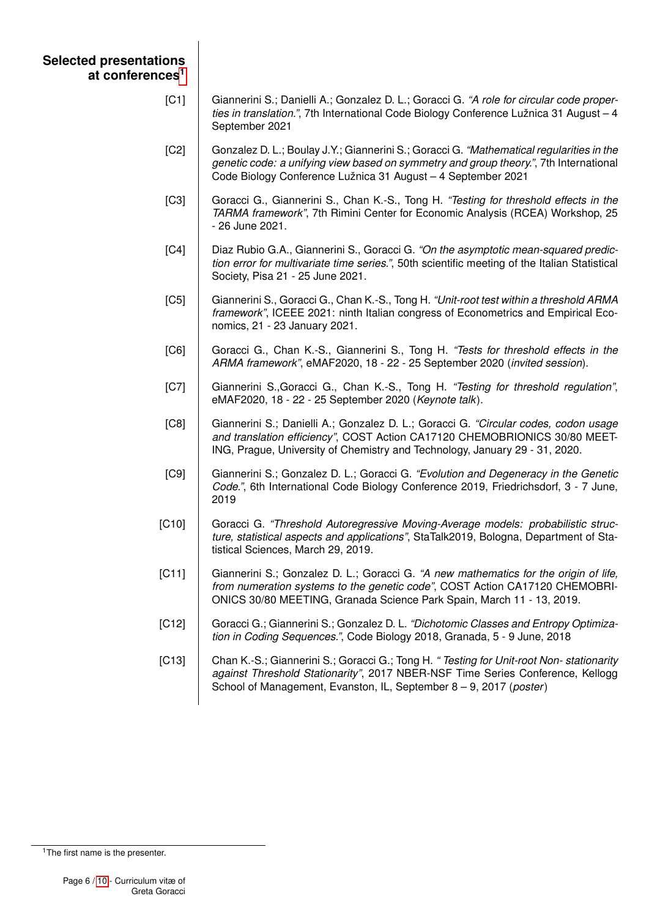## Selected presentations at conferences[1]

[C1] Giannerini S.; Danielli A.; Gonzalez D. L.; Goracci G. *"A role for circular code properties in translation."*, 7th International Code Biology Conference Lužnica 31 August – 4 September 2021

[C2] Gonzalez D. L.; Boulay J.Y.; Giannerini S.; Goracci G. *"Mathematical regularities in the genetic code: a unifying view based on symmetry and group theory."*, 7th International Code Biology Conference Lužnica 31 August – 4 September 2021

[C3] Goracci G., Giannerini S., Chan K.-S., Tong H. *"Testing for threshold effects in the TARMA framework"*, 7th Rimini Center for Economic Analysis (RCEA) Workshop, 25 - 26 June 2021.

[C4] Diaz Rubio G.A., Giannerini S., Goracci G. *"On the asymptotic mean-squared prediction error for multivariate time series."*, 50th scientific meeting of the Italian Statistical Society, Pisa 21 - 25 June 2021.

[C5] Giannerini S., Goracci G., Chan K.-S., Tong H. *"Unit-root test within a threshold ARMA framework"*, ICEEE 2021: ninth Italian congress of Econometrics and Empirical Economics, 21 - 23 January 2021.

[C6] Goracci G., Chan K.-S., Giannerini S., Tong H. *"Tests for threshold effects in the ARMA framework"*, eMAF2020, 18 - 22 - 25 September 2020 (*invited session*).

[C7] Giannerini S.,Goracci G., Chan K.-S., Tong H. *"Testing for threshold regulation"*, eMAF2020, 18 - 22 - 25 September 2020 (*Keynote talk*).

[C8] Giannerini S.; Danielli A.; Gonzalez D. L.; Goracci G. *"Circular codes, codon usage and translation efficiency"*, COST Action CA17120 CHEMOBRIONICS 30/80 MEETING, Prague, University of Chemistry and Technology, January 29 - 31, 2020.

[C9] Giannerini S.; Gonzalez D. L.; Goracci G. *"Evolution and Degeneracy in the Genetic Code."*, 6th International Code Biology Conference 2019, Friedrichsdorf, 3 - 7 June, 2019

[C10] Goracci G. *"Threshold Autoregressive Moving-Average models: probabilistic structure, statistical aspects and applications"*, StaTalk2019, Bologna, Department of Statistical Sciences, March 29, 2019.

[C11] Giannerini S.; Gonzalez D. L.; Goracci G. *"A new mathematics for the origin of life, from numeration systems to the genetic code"*, COST Action CA17120 CHEMOBRIONICS 30/80 MEETING, Granada Science Park Spain, March 11 - 13, 2019.

[C12] Goracci G.; Giannerini S.; Gonzalez D. L. *"Dichotomic Classes and Entropy Optimization in Coding Sequences."*, Code Biology 2018, Granada, 5 - 9 June, 2018

[C13] Chan K.-S.; Giannerini S.; Goracci G.; Tong H. *" Testing for Unit-root Non- stationarity against Threshold Stationarity"*, 2017 NBER-NSF Time Series Conference, Kellogg School of Management, Evanston, IL, September 8 – 9, 2017 (*poster*)

[1] The first name is the presenter.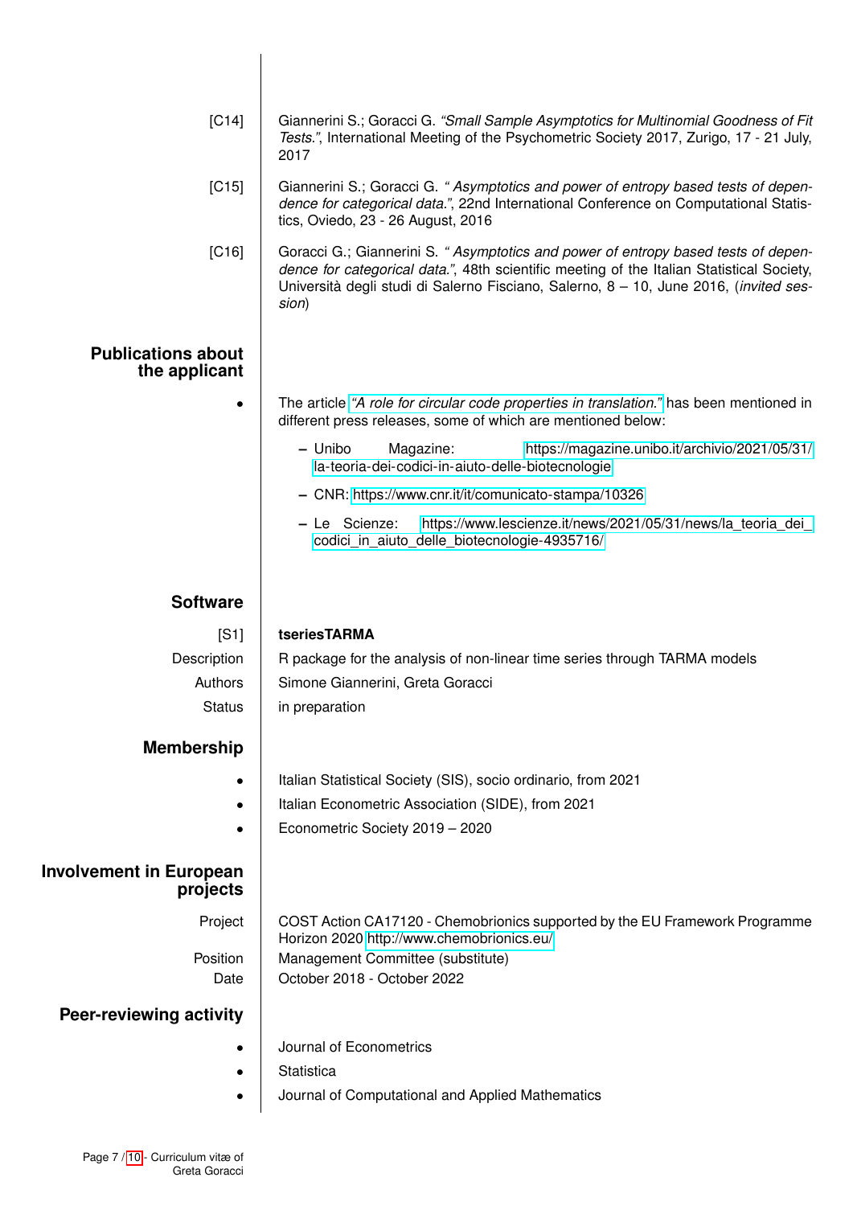[C14] Giannerini S.; Goracci G. *"Small Sample Asymptotics for Multinomial Goodness of Fit Tests."*, International Meeting of the Psychometric Society 2017, Zurigo, 17 - 21 July, 2017

[C15] Giannerini S.; Goracci G. *" Asymptotics and power of entropy based tests of dependence for categorical data."*, 22nd International Conference on Computational Statistics, Oviedo, 23 - 26 August, 2016

[C16] Goracci G.; Giannerini S. *" Asymptotics and power of entropy based tests of dependence for categorical data."*, 48th scientific meeting of the Italian Statistical Society, Università degli studi di Salerno Fisciano, Salerno, 8 – 10, June 2016, (*invited session*)

## Publications about the applicant

- The article *"A role for circular code properties in translation."* has been mentioned in different press releases, some of which are mentioned below:
  - Unibo Magazine: https://magazine.unibo.it/archivio/2021/05/31/la-teoria-dei-codici-in-aiuto-delle-biotecnologie
  - CNR: https://www.cnr.it/it/comunicato-stampa/10326
  - Le Scienze: https://www.lescienze.it/news/2021/05/31/news/la_teoria_dei_codici_in_aiuto_delle_biotecnologie-4935716/

## Software

[S1] **tseriesTARMA**

Description: R package for the analysis of non-linear time series through TARMA models

Authors: Simone Giannerini, Greta Goracci

Status: in preparation

## Membership

- Italian Statistical Society (SIS), socio ordinario, from 2021
- Italian Econometric Association (SIDE), from 2021
- Econometric Society 2019 – 2020

## Involvement in European projects

Project: COST Action CA17120 - Chemobrionics supported by the EU Framework Programme Horizon 2020 http://www.chemobrionics.eu/

Position: Management Committee (substitute)

Date: October 2018 - October 2022

## Peer-reviewing activity

- Journal of Econometrics
- Statistica
- Journal of Computational and Applied Mathematics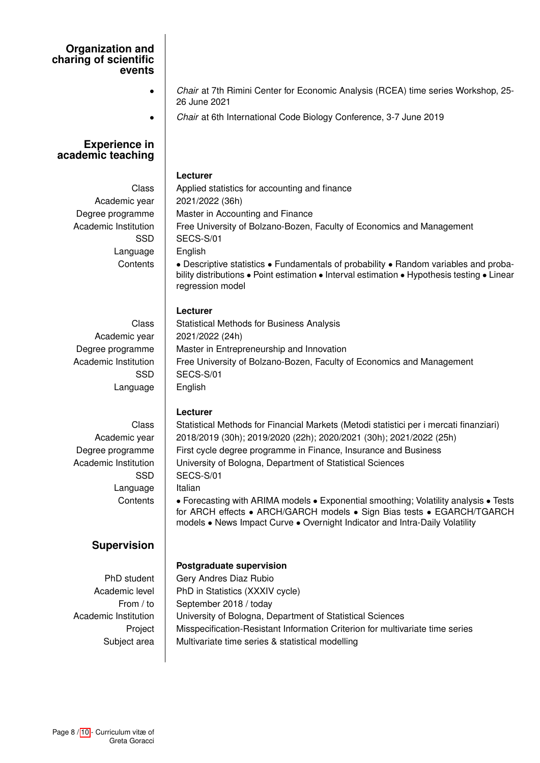## Organization and charing of scientific events

- *Chair* at 7th Rimini Center for Economic Analysis (RCEA) time series Workshop, 25-26 June 2021
- *Chair* at 6th International Code Biology Conference, 3-7 June 2019

## Experience in academic teaching

**Lecturer**

| | |
|---|---|
| Class | Applied statistics for accounting and finance |
| Academic year | 2021/2022 (36h) |
| Degree programme | Master in Accounting and Finance |
| Academic Institution | Free University of Bolzano-Bozen, Faculty of Economics and Management |
| SSD | SECS-S/01 |
| Language | English |
| Contents | • Descriptive statistics • Fundamentals of probability • Random variables and probability distributions • Point estimation • Interval estimation • Hypothesis testing • Linear regression model |

**Lecturer**

| | |
|---|---|
| Class | Statistical Methods for Business Analysis |
| Academic year | 2021/2022 (24h) |
| Degree programme | Master in Entrepreneurship and Innovation |
| Academic Institution | Free University of Bolzano-Bozen, Faculty of Economics and Management |
| SSD | SECS-S/01 |
| Language | English |

**Lecturer**

| | |
|---|---|
| Class | Statistical Methods for Financial Markets (Metodi statistici per i mercati finanziari) |
| Academic year | 2018/2019 (30h); 2019/2020 (22h); 2020/2021 (30h); 2021/2022 (25h) |
| Degree programme | First cycle degree programme in Finance, Insurance and Business |
| Academic Institution | University of Bologna, Department of Statistical Sciences |
| SSD | SECS-S/01 |
| Language | Italian |
| Contents | • Forecasting with ARIMA models • Exponential smoothing; Volatility analysis • Tests for ARCH effects • ARCH/GARCH models • Sign Bias tests • EGARCH/TGARCH models • News Impact Curve • Overnight Indicator and Intra-Daily Volatility |

## Supervision

**Postgraduate supervision**

| | |
|---|---|
| PhD student | Gery Andres Diaz Rubio |
| Academic level | PhD in Statistics (XXXIV cycle) |
| From / to | September 2018 / today |
| Academic Institution | University of Bologna, Department of Statistical Sciences |
| Project | Misspecification-Resistant Information Criterion for multivariate time series |
| Subject area | Multivariate time series & statistical modelling |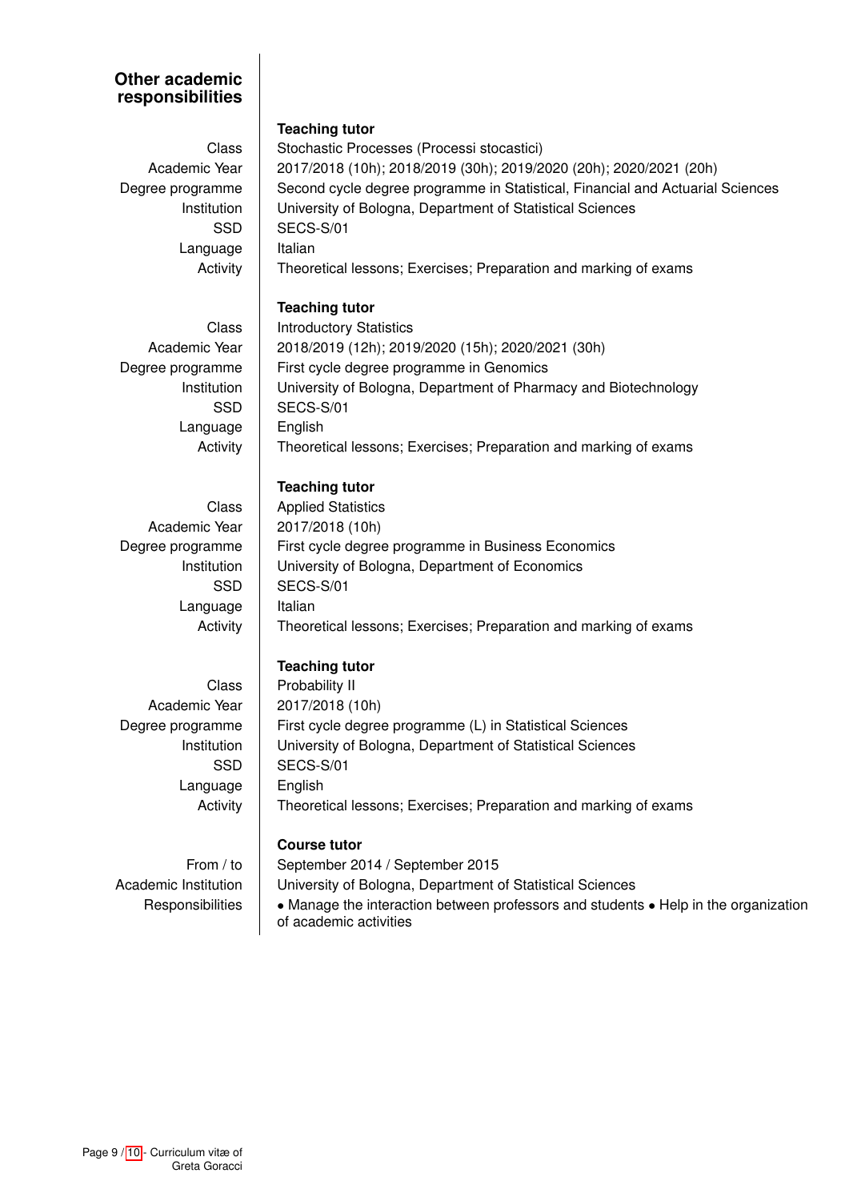## Other academic responsibilities

**Teaching tutor**

| | |
|---|---|
| Class | Stochastic Processes (Processi stocastici) |
| Academic Year | 2017/2018 (10h); 2018/2019 (30h); 2019/2020 (20h); 2020/2021 (20h) |
| Degree programme | Second cycle degree programme in Statistical, Financial and Actuarial Sciences |
| Institution | University of Bologna, Department of Statistical Sciences |
| SSD | SECS-S/01 |
| Language | Italian |
| Activity | Theoretical lessons; Exercises; Preparation and marking of exams |

**Teaching tutor**

| | |
|---|---|
| Class | Introductory Statistics |
| Academic Year | 2018/2019 (12h); 2019/2020 (15h); 2020/2021 (30h) |
| Degree programme | First cycle degree programme in Genomics |
| Institution | University of Bologna, Department of Pharmacy and Biotechnology |
| SSD | SECS-S/01 |
| Language | English |
| Activity | Theoretical lessons; Exercises; Preparation and marking of exams |

**Teaching tutor**

| | |
|---|---|
| Class | Applied Statistics |
| Academic Year | 2017/2018 (10h) |
| Degree programme | First cycle degree programme in Business Economics |
| Institution | University of Bologna, Department of Economics |
| SSD | SECS-S/01 |
| Language | Italian |
| Activity | Theoretical lessons; Exercises; Preparation and marking of exams |

**Teaching tutor**

| | |
|---|---|
| Class | Probability II |
| Academic Year | 2017/2018 (10h) |
| Degree programme | First cycle degree programme (L) in Statistical Sciences |
| Institution | University of Bologna, Department of Statistical Sciences |
| SSD | SECS-S/01 |
| Language | English |
| Activity | Theoretical lessons; Exercises; Preparation and marking of exams |

**Course tutor**

| | |
|---|---|
| From / to | September 2014 / September 2015 |
| Academic Institution | University of Bologna, Department of Statistical Sciences |
| Responsibilities | • Manage the interaction between professors and students • Help in the organization of academic activities |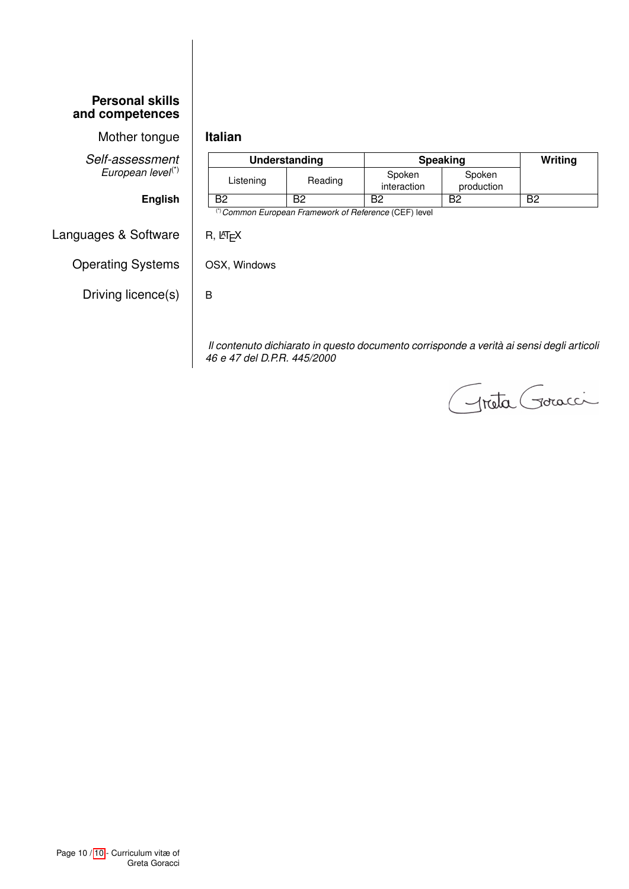## Personal skills and competences

**Mother tongue** — **Italian**

*Self-assessment*
*European level*(*)

| | Understanding | | Speaking | | Writing |
|---|---|---|---|---|---|
| | Listening | Reading | Spoken interaction | Spoken production | |
| **English** | B2 | B2 | B2 | B2 | B2 |

(*) *Common European Framework of Reference* (CEF) level

**Languages & Software** — R, LaTeX

**Operating Systems** — OSX, Windows

**Driving licence(s)** — B

*Il contenuto dichiarato in questo documento corrisponde a verità ai sensi degli articoli 46 e 47 del D.P.R. 445/2000*

Greta Goracci